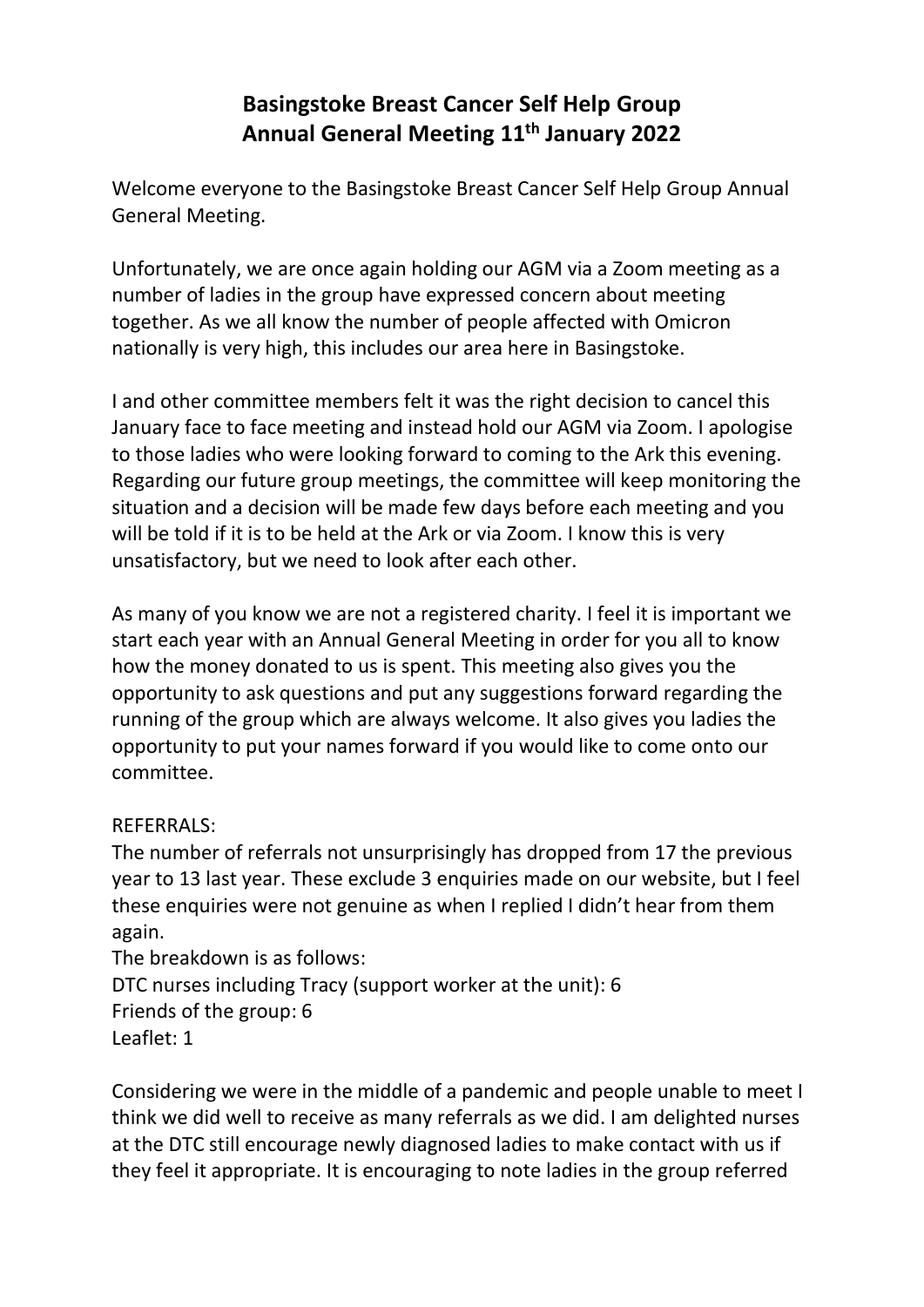# Basingstoke Breast Cancer Self Help Group
# Annual General Meeting 11th January 2022

Welcome everyone to the Basingstoke Breast Cancer Self Help Group Annual General Meeting.

Unfortunately, we are once again holding our AGM via a Zoom meeting as a number of ladies in the group have expressed concern about meeting together. As we all know the number of people affected with Omicron nationally is very high, this includes our area here in Basingstoke.

I and other committee members felt it was the right decision to cancel this January face to face meeting and instead hold our AGM via Zoom. I apologise to those ladies who were looking forward to coming to the Ark this evening. Regarding our future group meetings, the committee will keep monitoring the situation and a decision will be made few days before each meeting and you will be told if it is to be held at the Ark or via Zoom. I know this is very unsatisfactory, but we need to look after each other.

As many of you know we are not a registered charity. I feel it is important we start each year with an Annual General Meeting in order for you all to know how the money donated to us is spent. This meeting also gives you the opportunity to ask questions and put any suggestions forward regarding the running of the group which are always welcome. It also gives you ladies the opportunity to put your names forward if you would like to come onto our committee.

REFERRALS:
The number of referrals not unsurprisingly has dropped from 17 the previous year to 13 last year. These exclude 3 enquiries made on our website, but I feel these enquiries were not genuine as when I replied I didn't hear from them again.
The breakdown is as follows:
DTC nurses including Tracy (support worker at the unit): 6
Friends of the group: 6
Leaflet: 1

Considering we were in the middle of a pandemic and people unable to meet I think we did well to receive as many referrals as we did. I am delighted nurses at the DTC still encourage newly diagnosed ladies to make contact with us if they feel it appropriate. It is encouraging to note ladies in the group referred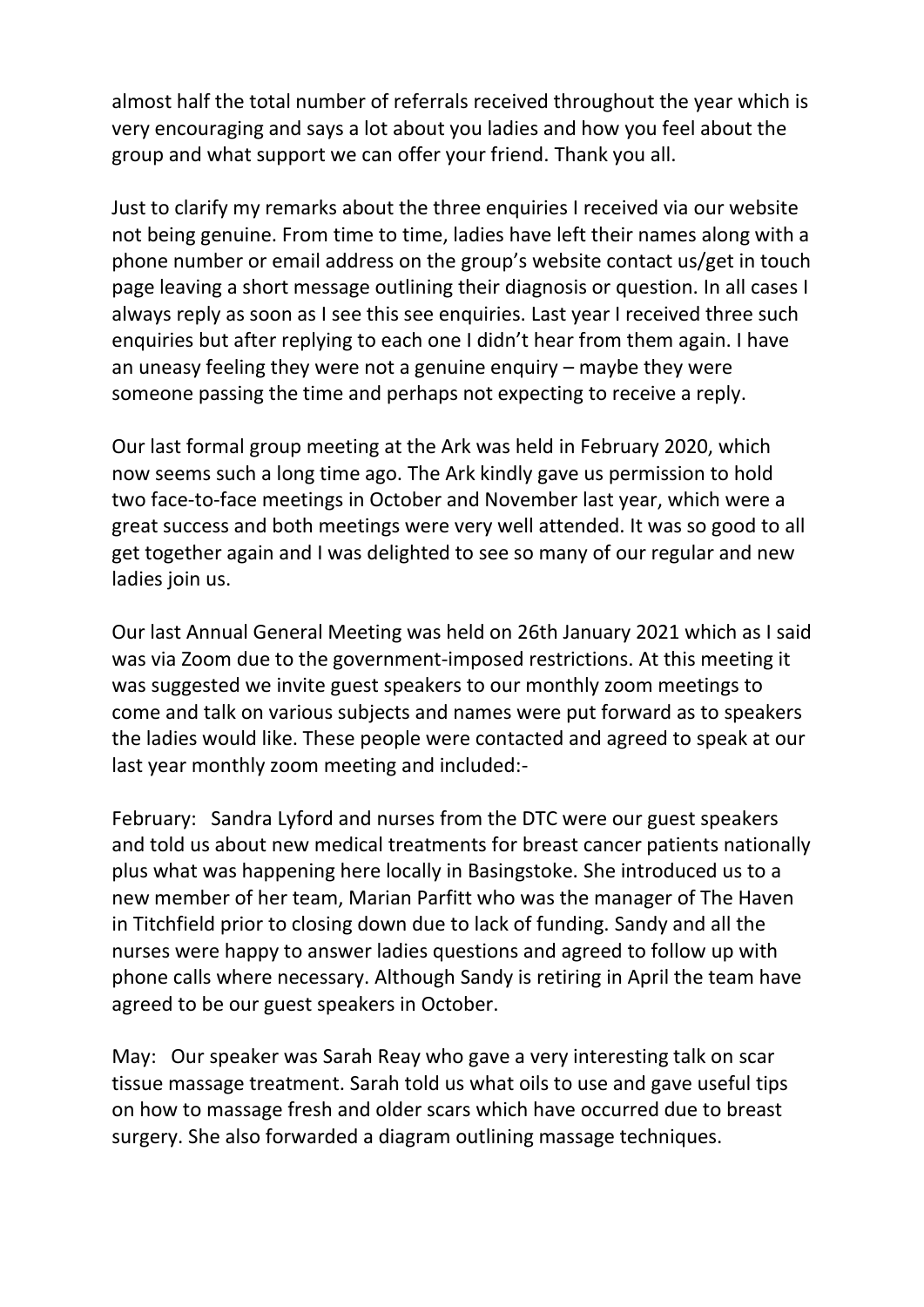almost half the total number of referrals received throughout the year which is very encouraging and says a lot about you ladies and how you feel about the group and what support we can offer your friend. Thank you all.

Just to clarify my remarks about the three enquiries I received via our website not being genuine. From time to time, ladies have left their names along with a phone number or email address on the group's website contact us/get in touch page leaving a short message outlining their diagnosis or question. In all cases I always reply as soon as I see this see enquiries. Last year I received three such enquiries but after replying to each one I didn't hear from them again. I have an uneasy feeling they were not a genuine enquiry – maybe they were someone passing the time and perhaps not expecting to receive a reply.

Our last formal group meeting at the Ark was held in February 2020, which now seems such a long time ago. The Ark kindly gave us permission to hold two face-to-face meetings in October and November last year, which were a great success and both meetings were very well attended. It was so good to all get together again and I was delighted to see so many of our regular and new ladies join us.

Our last Annual General Meeting was held on 26th January 2021 which as I said was via Zoom due to the government-imposed restrictions. At this meeting it was suggested we invite guest speakers to our monthly zoom meetings to come and talk on various subjects and names were put forward as to speakers the ladies would like. These people were contacted and agreed to speak at our last year monthly zoom meeting and included:-

February: Sandra Lyford and nurses from the DTC were our guest speakers and told us about new medical treatments for breast cancer patients nationally plus what was happening here locally in Basingstoke. She introduced us to a new member of her team, Marian Parfitt who was the manager of The Haven in Titchfield prior to closing down due to lack of funding. Sandy and all the nurses were happy to answer ladies questions and agreed to follow up with phone calls where necessary. Although Sandy is retiring in April the team have agreed to be our guest speakers in October.

May: Our speaker was Sarah Reay who gave a very interesting talk on scar tissue massage treatment. Sarah told us what oils to use and gave useful tips on how to massage fresh and older scars which have occurred due to breast surgery. She also forwarded a diagram outlining massage techniques.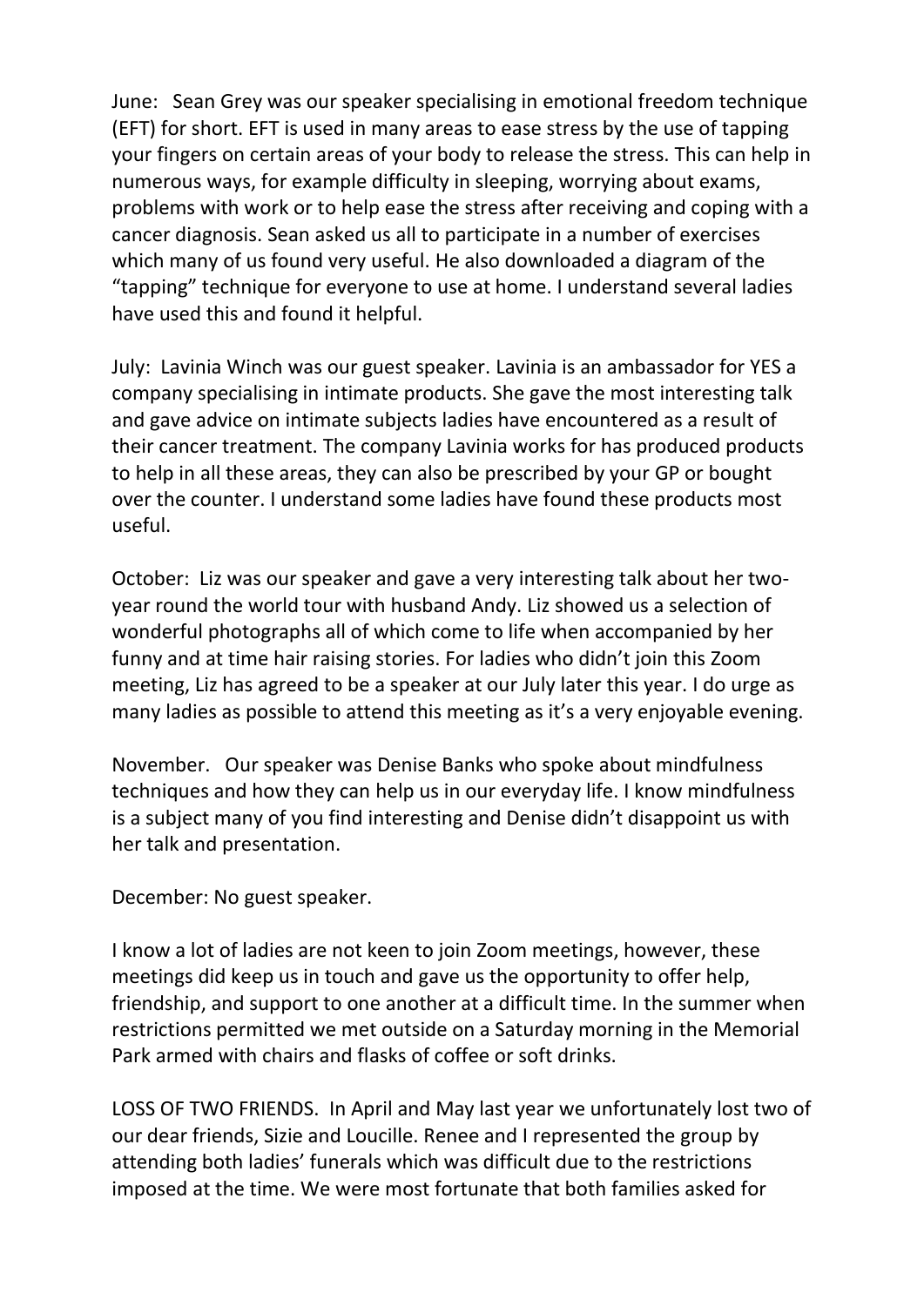June: Sean Grey was our speaker specialising in emotional freedom technique (EFT) for short. EFT is used in many areas to ease stress by the use of tapping your fingers on certain areas of your body to release the stress. This can help in numerous ways, for example difficulty in sleeping, worrying about exams, problems with work or to help ease the stress after receiving and coping with a cancer diagnosis. Sean asked us all to participate in a number of exercises which many of us found very useful. He also downloaded a diagram of the "tapping" technique for everyone to use at home. I understand several ladies have used this and found it helpful.

July: Lavinia Winch was our guest speaker. Lavinia is an ambassador for YES a company specialising in intimate products. She gave the most interesting talk and gave advice on intimate subjects ladies have encountered as a result of their cancer treatment. The company Lavinia works for has produced products to help in all these areas, they can also be prescribed by your GP or bought over the counter. I understand some ladies have found these products most useful.

October: Liz was our speaker and gave a very interesting talk about her two-year round the world tour with husband Andy. Liz showed us a selection of wonderful photographs all of which come to life when accompanied by her funny and at time hair raising stories. For ladies who didn't join this Zoom meeting, Liz has agreed to be a speaker at our July later this year. I do urge as many ladies as possible to attend this meeting as it's a very enjoyable evening.

November. Our speaker was Denise Banks who spoke about mindfulness techniques and how they can help us in our everyday life. I know mindfulness is a subject many of you find interesting and Denise didn't disappoint us with her talk and presentation.

December: No guest speaker.

I know a lot of ladies are not keen to join Zoom meetings, however, these meetings did keep us in touch and gave us the opportunity to offer help, friendship, and support to one another at a difficult time. In the summer when restrictions permitted we met outside on a Saturday morning in the Memorial Park armed with chairs and flasks of coffee or soft drinks.

LOSS OF TWO FRIENDS. In April and May last year we unfortunately lost two of our dear friends, Sizie and Loucille. Renee and I represented the group by attending both ladies' funerals which was difficult due to the restrictions imposed at the time. We were most fortunate that both families asked for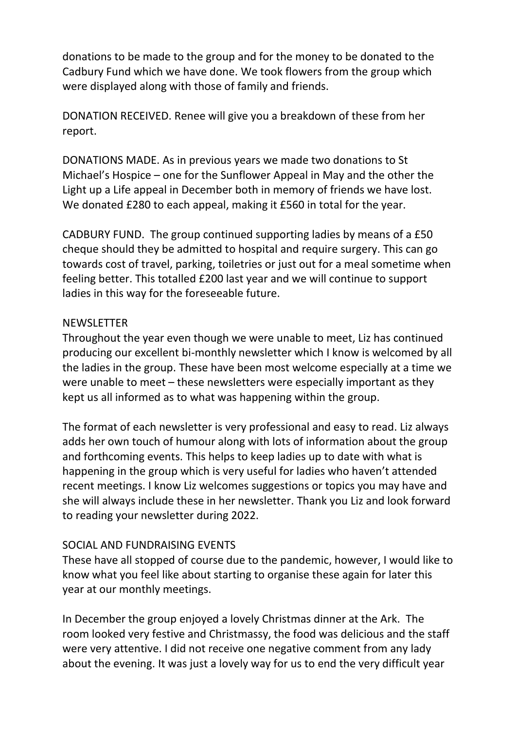donations to be made to the group and for the money to be donated to the Cadbury Fund which we have done. We took flowers from the group which were displayed along with those of family and friends.

DONATION RECEIVED. Renee will give you a breakdown of these from her report.

DONATIONS MADE. As in previous years we made two donations to St Michael's Hospice – one for the Sunflower Appeal in May and the other the Light up a Life appeal in December both in memory of friends we have lost. We donated £280 to each appeal, making it £560 in total for the year.

CADBURY FUND. The group continued supporting ladies by means of a £50 cheque should they be admitted to hospital and require surgery. This can go towards cost of travel, parking, toiletries or just out for a meal sometime when feeling better. This totalled £200 last year and we will continue to support ladies in this way for the foreseeable future.

NEWSLETTER

Throughout the year even though we were unable to meet, Liz has continued producing our excellent bi-monthly newsletter which I know is welcomed by all the ladies in the group. These have been most welcome especially at a time we were unable to meet – these newsletters were especially important as they kept us all informed as to what was happening within the group.

The format of each newsletter is very professional and easy to read. Liz always adds her own touch of humour along with lots of information about the group and forthcoming events. This helps to keep ladies up to date with what is happening in the group which is very useful for ladies who haven't attended recent meetings. I know Liz welcomes suggestions or topics you may have and she will always include these in her newsletter. Thank you Liz and look forward to reading your newsletter during 2022.

SOCIAL AND FUNDRAISING EVENTS

These have all stopped of course due to the pandemic, however, I would like to know what you feel like about starting to organise these again for later this year at our monthly meetings.

In December the group enjoyed a lovely Christmas dinner at the Ark. The room looked very festive and Christmassy, the food was delicious and the staff were very attentive. I did not receive one negative comment from any lady about the evening. It was just a lovely way for us to end the very difficult year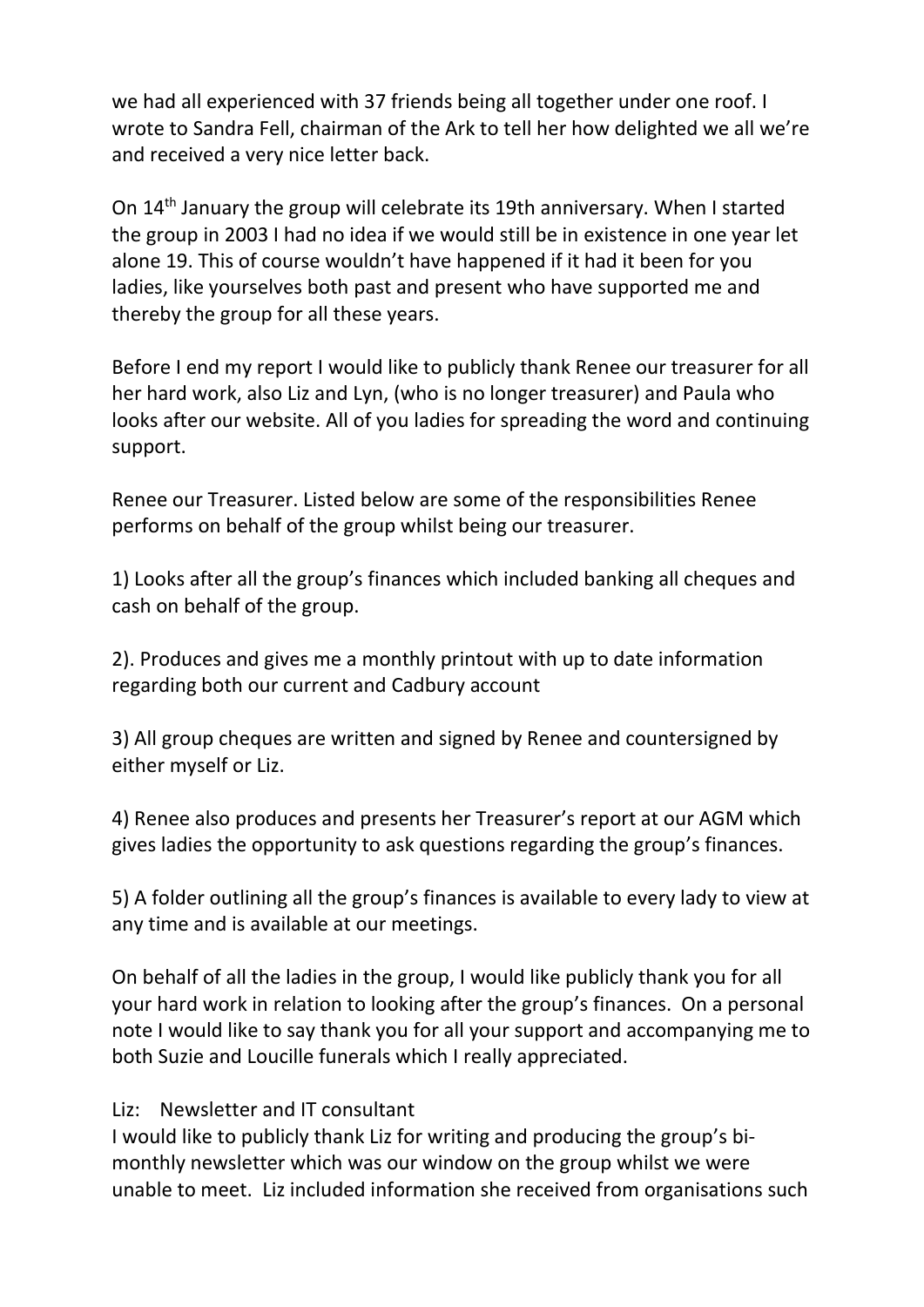we had all experienced with 37 friends being all together under one roof. I wrote to Sandra Fell, chairman of the Ark to tell her how delighted we all we're and received a very nice letter back.

On 14th January the group will celebrate its 19th anniversary. When I started the group in 2003 I had no idea if we would still be in existence in one year let alone 19. This of course wouldn't have happened if it had it been for you ladies, like yourselves both past and present who have supported me and thereby the group for all these years.

Before I end my report I would like to publicly thank Renee our treasurer for all her hard work, also Liz and Lyn, (who is no longer treasurer) and Paula who looks after our website. All of you ladies for spreading the word and continuing support.

Renee our Treasurer. Listed below are some of the responsibilities Renee performs on behalf of the group whilst being our treasurer.

1) Looks after all the group's finances which included banking all cheques and cash on behalf of the group.

2). Produces and gives me a monthly printout with up to date information regarding both our current and Cadbury account

3) All group cheques are written and signed by Renee and countersigned by either myself or Liz.

4) Renee also produces and presents her Treasurer's report at our AGM which gives ladies the opportunity to ask questions regarding the group's finances.

5) A folder outlining all the group's finances is available to every lady to view at any time and is available at our meetings.

On behalf of all the ladies in the group, I would like publicly thank you for all your hard work in relation to looking after the group's finances. On a personal note I would like to say thank you for all your support and accompanying me to both Suzie and Loucille funerals which I really appreciated.

Liz: Newsletter and IT consultant
I would like to publicly thank Liz for writing and producing the group's bi-monthly newsletter which was our window on the group whilst we were unable to meet. Liz included information she received from organisations such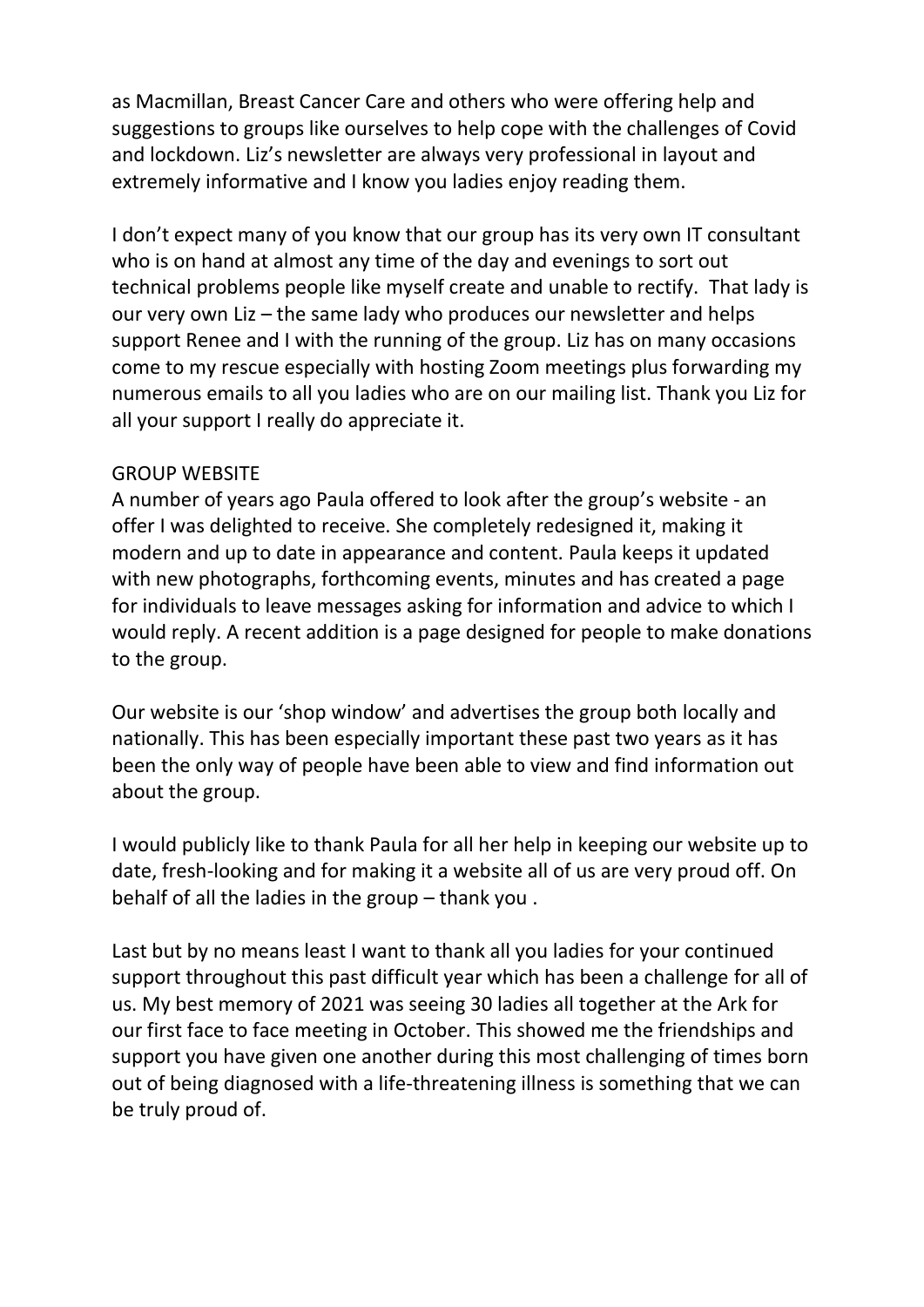as Macmillan, Breast Cancer Care and others who were offering help and suggestions to groups like ourselves to help cope with the challenges of Covid and lockdown. Liz's newsletter are always very professional in layout and extremely informative and I know you ladies enjoy reading them.

I don't expect many of you know that our group has its very own IT consultant who is on hand at almost any time of the day and evenings to sort out technical problems people like myself create and unable to rectify. That lady is our very own Liz – the same lady who produces our newsletter and helps support Renee and I with the running of the group. Liz has on many occasions come to my rescue especially with hosting Zoom meetings plus forwarding my numerous emails to all you ladies who are on our mailing list. Thank you Liz for all your support I really do appreciate it.

GROUP WEBSITE

A number of years ago Paula offered to look after the group's website - an offer I was delighted to receive. She completely redesigned it, making it modern and up to date in appearance and content. Paula keeps it updated with new photographs, forthcoming events, minutes and has created a page for individuals to leave messages asking for information and advice to which I would reply. A recent addition is a page designed for people to make donations to the group.

Our website is our 'shop window' and advertises the group both locally and nationally. This has been especially important these past two years as it has been the only way of people have been able to view and find information out about the group.

I would publicly like to thank Paula for all her help in keeping our website up to date, fresh-looking and for making it a website all of us are very proud off. On behalf of all the ladies in the group – thank you .

Last but by no means least I want to thank all you ladies for your continued support throughout this past difficult year which has been a challenge for all of us. My best memory of 2021 was seeing 30 ladies all together at the Ark for our first face to face meeting in October. This showed me the friendships and support you have given one another during this most challenging of times born out of being diagnosed with a life-threatening illness is something that we can be truly proud of.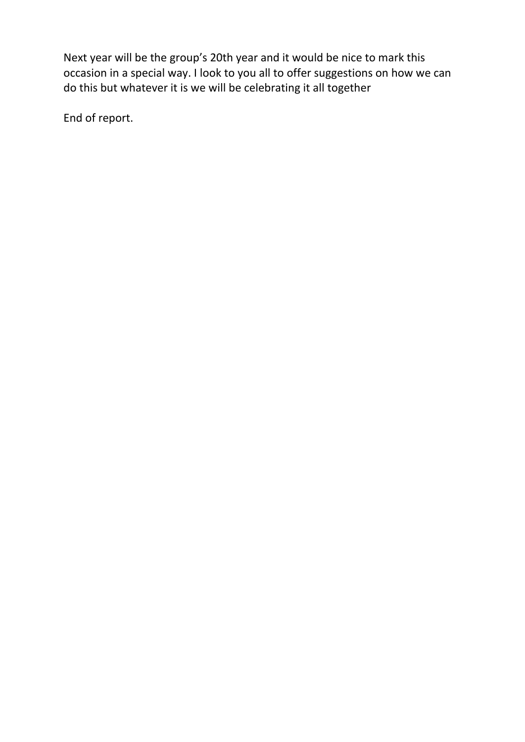Next year will be the group's 20th year and it would be nice to mark this occasion in a special way. I look to you all to offer suggestions on how we can do this but whatever it is we will be celebrating it all together

End of report.